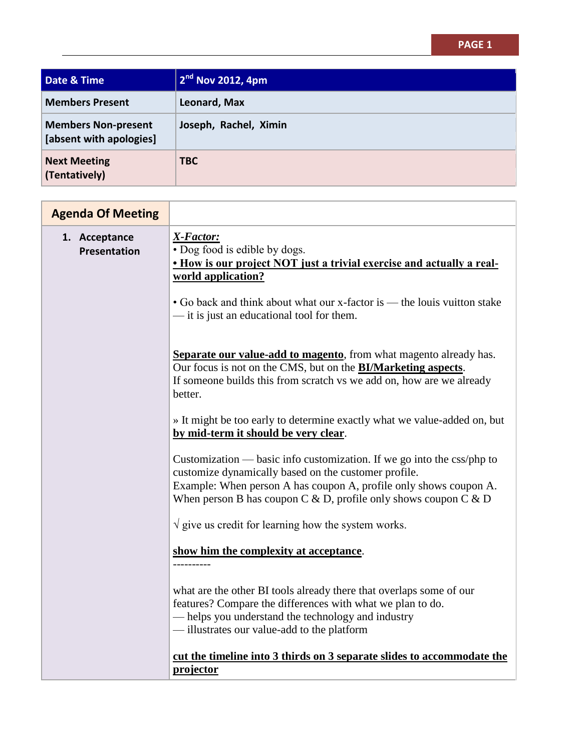| Date & Time | 2nd Nov 2012, 4pm |
|---|---|
| Members Present | Leonard, Max |
| Members Non-present [absent with apologies] | Joseph, Rachel, Ximin |
| Next Meeting (Tentatively) | TBC |

| Agenda Of Meeting | |
|---|---|
| 1. Acceptance Presentation | ***X-Factor:*** <br> • Dog food is edible by dogs. <br> **• How is our project NOT just a trivial exercise and actually a real-world application?** <br><br> • Go back and think about what our x-factor is — the louis vuitton stake — it is just an educational tool for them. <br><br><br> **Separate our value-add to magento**, from what magento already has. Our focus is not on the CMS, but on the **BI/Marketing aspects**. <br> If someone builds this from scratch vs we add on, how are we already better. <br><br> » It might be too early to determine exactly what we value-added on, but **by mid-term it should be very clear**. <br><br> Customization — basic info customization. If we go into the css/php to customize dynamically based on the customer profile. <br> Example: When person A has coupon A, profile only shows coupon A. When person B has coupon C & D, profile only shows coupon C & D <br><br> √ give us credit for learning how the system works. <br><br> **show him the complexity at acceptance**. <br> ---------- <br><br> what are the other BI tools already there that overlaps some of our features? Compare the differences with what we plan to do. <br> — helps you understand the technology and industry <br> — illustrates our value-add to the platform <br><br> **cut the timeline into 3 thirds on 3 separate slides to accommodate the projector** |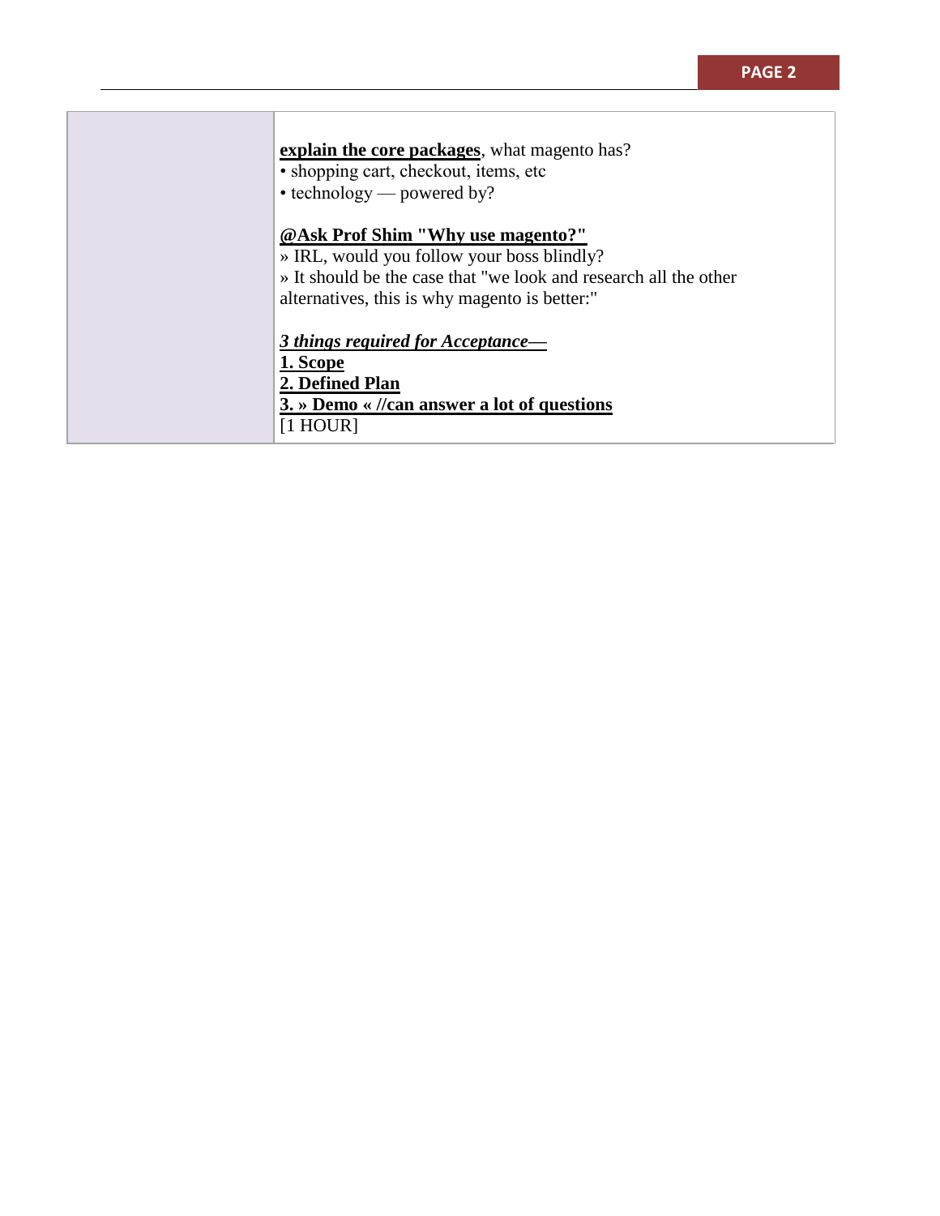| | |
|---|---|
| | **explain the core packages**, what magento has?<br>• shopping cart, checkout, items, etc<br>• technology — powered by?<br><br>**@Ask Prof Shim "Why use magento?"**<br>» IRL, would you follow your boss blindly?<br>» It should be the case that "we look and research all the other alternatives, this is why magento is better:"<br><br>***3 things required for Acceptance—***<br>**1. Scope**<br>**2. Defined Plan**<br>**3. » Demo « //can answer a lot of questions**<br>[1 HOUR] |